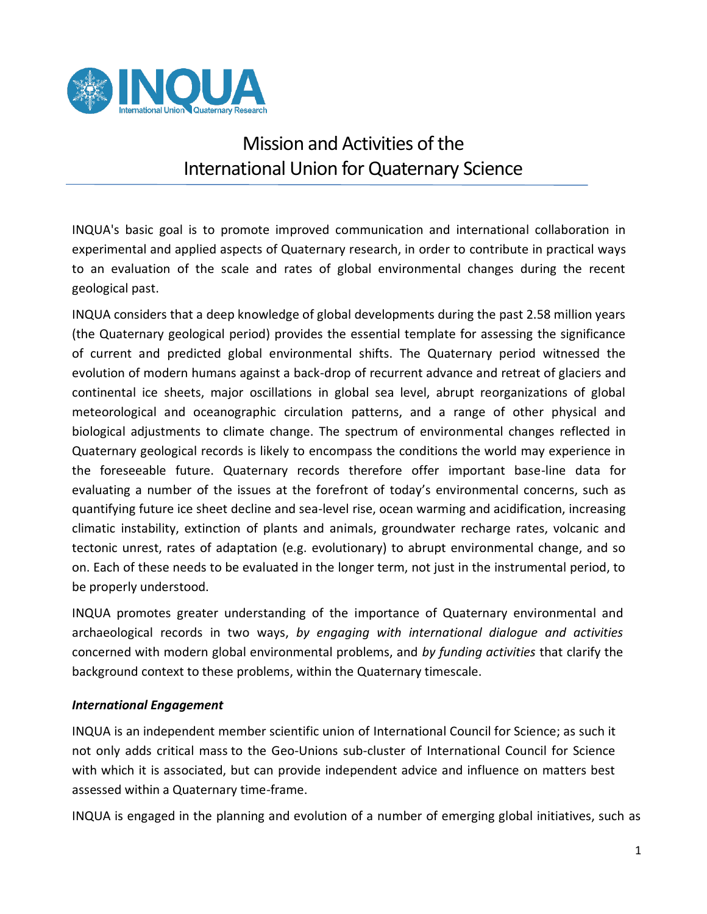# Mission and Activities of the International Union for Quaternary Science

INQUA's basic goal is to promote improved communication and international collaboration in experimental and applied aspects of Quaternary research, in order to contribute in practical ways to an evaluation of the scale and rates of global environmental changes during the recent geological past.

INQUA considers that a deep knowledge of global developments during the past 2.58 million years (the Quaternary geological period) provides the essential template for assessing the significance of current and predicted global environmental shifts. The Quaternary period witnessed the evolution of modern humans against a back-drop of recurrent advance and retreat of glaciers and continental ice sheets, major oscillations in global sea level, abrupt reorganizations of global meteorological and oceanographic circulation patterns, and a range of other physical and biological adjustments to climate change. The spectrum of environmental changes reflected in Quaternary geological records is likely to encompass the conditions the world may experience in the foreseeable future. Quaternary records therefore offer important base-line data for evaluating a number of the issues at the forefront of today's environmental concerns, such as quantifying future ice sheet decline and sea-level rise, ocean warming and acidification, increasing climatic instability, extinction of plants and animals, groundwater recharge rates, volcanic and tectonic unrest, rates of adaptation (e.g. evolutionary) to abrupt environmental change, and so on. Each of these needs to be evaluated in the longer term, not just in the instrumental period, to be properly understood.

INQUA promotes greater understanding of the importance of Quaternary environmental and archaeological records in two ways, *by engaging with international dialogue and activities* concerned with modern global environmental problems, and *by funding activities* that clarify the background context to these problems, within the Quaternary timescale.

### *International Engagement*

INQUA is an independent member scientific union of International Council for Science; as such it not only adds critical mass to the Geo-Unions sub-cluster of International Council for Science with which it is associated, but can provide independent advice and influence on matters best assessed within a Quaternary time-frame.

INQUA is engaged in the planning and evolution of a number of emerging global initiatives, such as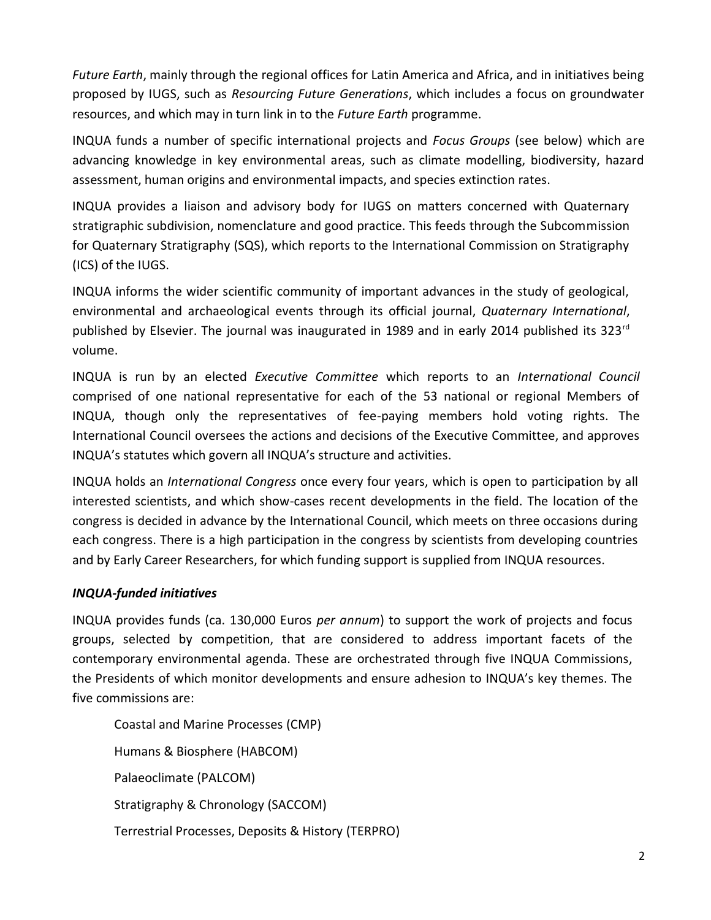*Future Earth*, mainly through the regional offices for Latin America and Africa, and in initiatives being proposed by IUGS, such as *Resourcing Future Generations*, which includes a focus on groundwater resources, and which may in turn link in to the *Future Earth* programme.

INQUA funds a number of specific international projects and *Focus Groups* (see below) which are advancing knowledge in key environmental areas, such as climate modelling, biodiversity, hazard assessment, human origins and environmental impacts, and species extinction rates.

INQUA provides a liaison and advisory body for IUGS on matters concerned with Quaternary stratigraphic subdivision, nomenclature and good practice. This feeds through the Subcommission for Quaternary Stratigraphy (SQS), which reports to the International Commission on Stratigraphy (ICS) of the IUGS.

INQUA informs the wider scientific community of important advances in the study of geological, environmental and archaeological events through its official journal, *Quaternary International*, published by Elsevier. The journal was inaugurated in 1989 and in early 2014 published its 323rd volume.

INQUA is run by an elected *Executive Committee* which reports to an *International Council* comprised of one national representative for each of the 53 national or regional Members of INQUA, though only the representatives of fee-paying members hold voting rights. The International Council oversees the actions and decisions of the Executive Committee, and approves INQUA's statutes which govern all INQUA's structure and activities.

INQUA holds an *International Congress* once every four years, which is open to participation by all interested scientists, and which show-cases recent developments in the field. The location of the congress is decided in advance by the International Council, which meets on three occasions during each congress. There is a high participation in the congress by scientists from developing countries and by Early Career Researchers, for which funding support is supplied from INQUA resources.

### *INQUA-funded initiatives*

INQUA provides funds (ca. 130,000 Euros *per annum*) to support the work of projects and focus groups, selected by competition, that are considered to address important facets of the contemporary environmental agenda. These are orchestrated through five INQUA Commissions, the Presidents of which monitor developments and ensure adhesion to INQUA's key themes. The five commissions are:

Coastal and Marine Processes (CMP)

Humans & Biosphere (HABCOM)

Palaeoclimate (PALCOM)

Stratigraphy & Chronology (SACCOM)

Terrestrial Processes, Deposits & History (TERPRO)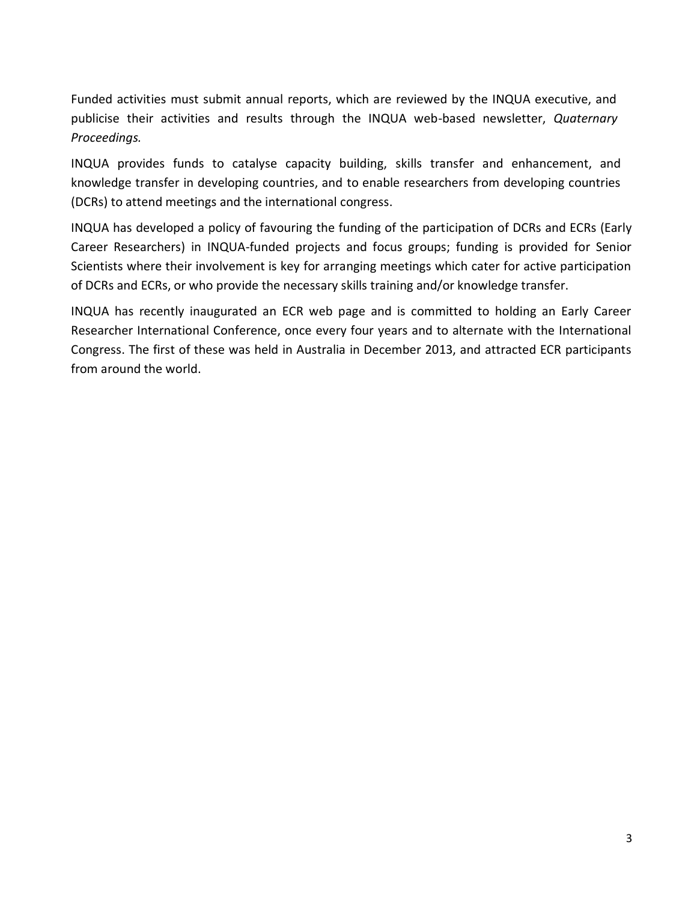Funded activities must submit annual reports, which are reviewed by the INQUA executive, and publicise their activities and results through the INQUA web-based newsletter, *Quaternary Proceedings.*

INQUA provides funds to catalyse capacity building, skills transfer and enhancement, and knowledge transfer in developing countries, and to enable researchers from developing countries (DCRs) to attend meetings and the international congress.

INQUA has developed a policy of favouring the funding of the participation of DCRs and ECRs (Early Career Researchers) in INQUA-funded projects and focus groups; funding is provided for Senior Scientists where their involvement is key for arranging meetings which cater for active participation of DCRs and ECRs, or who provide the necessary skills training and/or knowledge transfer.

INQUA has recently inaugurated an ECR web page and is committed to holding an Early Career Researcher International Conference, once every four years and to alternate with the International Congress. The first of these was held in Australia in December 2013, and attracted ECR participants from around the world.